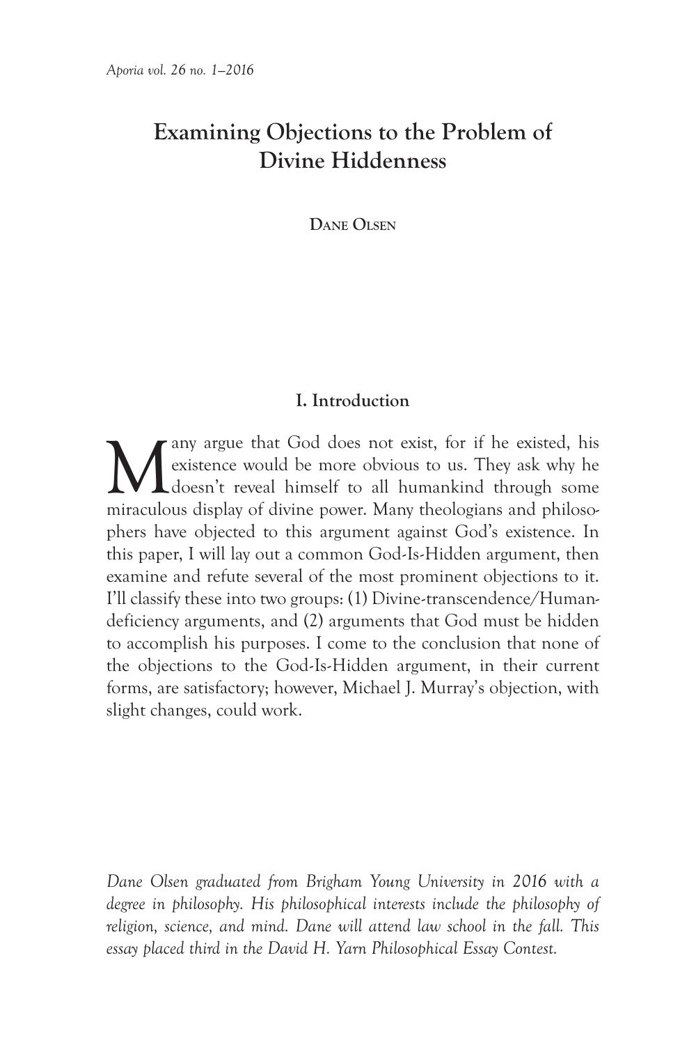# Examining Objections to the Problem of Divine Hiddenness

Dane Olsen

## I. Introduction

Many argue that God does not exist, for if he existed, his existence would be more obvious to us. They ask why he doesn't reveal himself to all humankind through some miraculous display of divine power. Many theologians and philosophers have objected to this argument against God's existence. In this paper, I will lay out a common God-Is-Hidden argument, then examine and refute several of the most prominent objections to it. I'll classify these into two groups: (1) Divine-transcendence/Human-deficiency arguments, and (2) arguments that God must be hidden to accomplish his purposes. I come to the conclusion that none of the objections to the God-Is-Hidden argument, in their current forms, are satisfactory; however, Michael J. Murray's objection, with slight changes, could work.

*Dane Olsen graduated from Brigham Young University in 2016 with a degree in philosophy. His philosophical interests include the philosophy of religion, science, and mind. Dane will attend law school in the fall. This essay placed third in the David H. Yarn Philosophical Essay Contest.*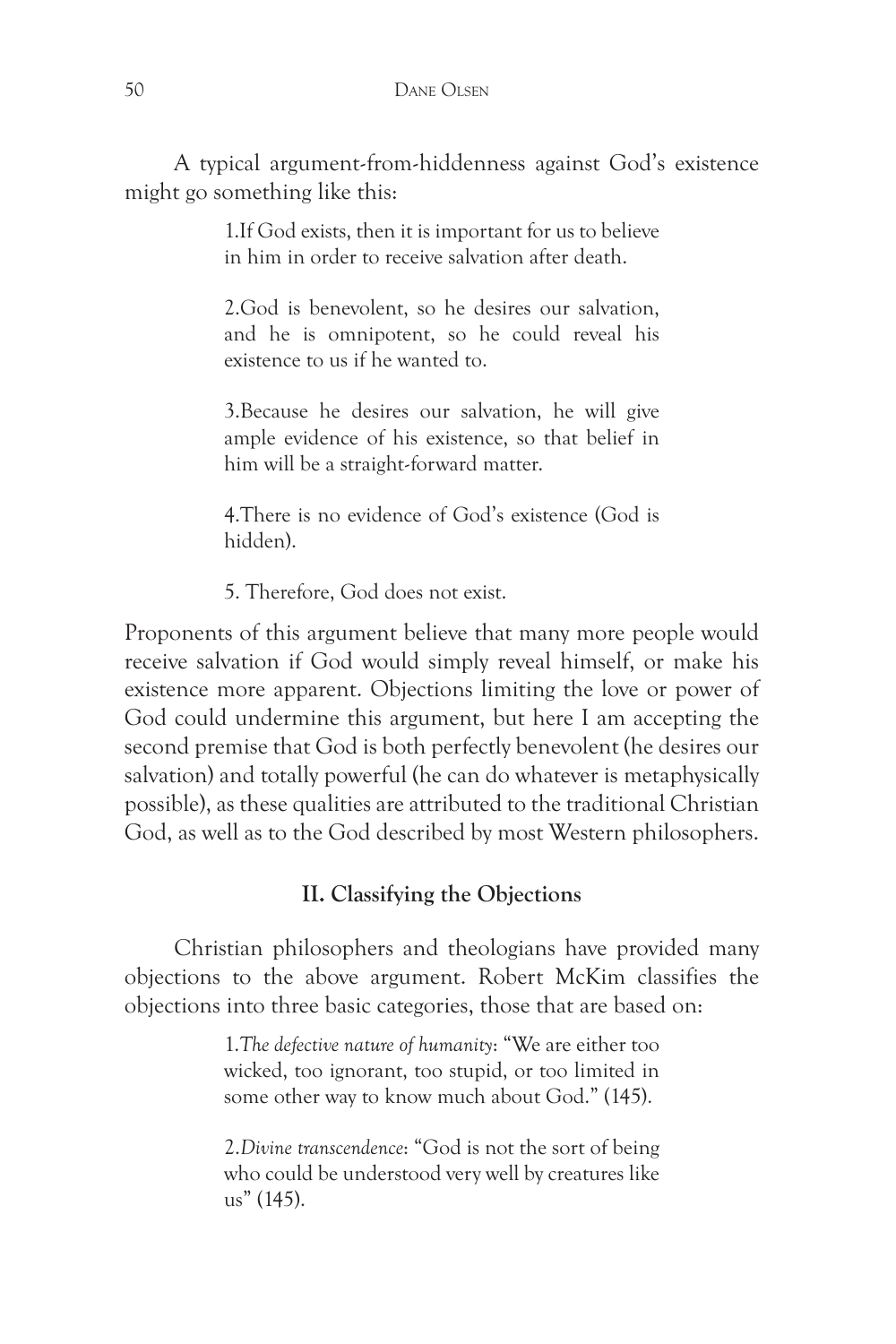A typical argument-from-hiddenness against God's existence might go something like this:

> 1. If God exists, then it is important for us to believe in him in order to receive salvation after death.
>
> 2. God is benevolent, so he desires our salvation, and he is omnipotent, so he could reveal his existence to us if he wanted to.
>
> 3. Because he desires our salvation, he will give ample evidence of his existence, so that belief in him will be a straight-forward matter.
>
> 4. There is no evidence of God's existence (God is hidden).
>
> 5. Therefore, God does not exist.

Proponents of this argument believe that many more people would receive salvation if God would simply reveal himself, or make his existence more apparent. Objections limiting the love or power of God could undermine this argument, but here I am accepting the second premise that God is both perfectly benevolent (he desires our salvation) and totally powerful (he can do whatever is metaphysically possible), as these qualities are attributed to the traditional Christian God, as well as to the God described by most Western philosophers.

## II. Classifying the Objections

Christian philosophers and theologians have provided many objections to the above argument. Robert McKim classifies the objections into three basic categories, those that are based on:

> 1. *The defective nature of humanity*: "We are either too wicked, too ignorant, too stupid, or too limited in some other way to know much about God." (145).
>
> 2. *Divine transcendence*: "God is not the sort of being who could be understood very well by creatures like us" (145).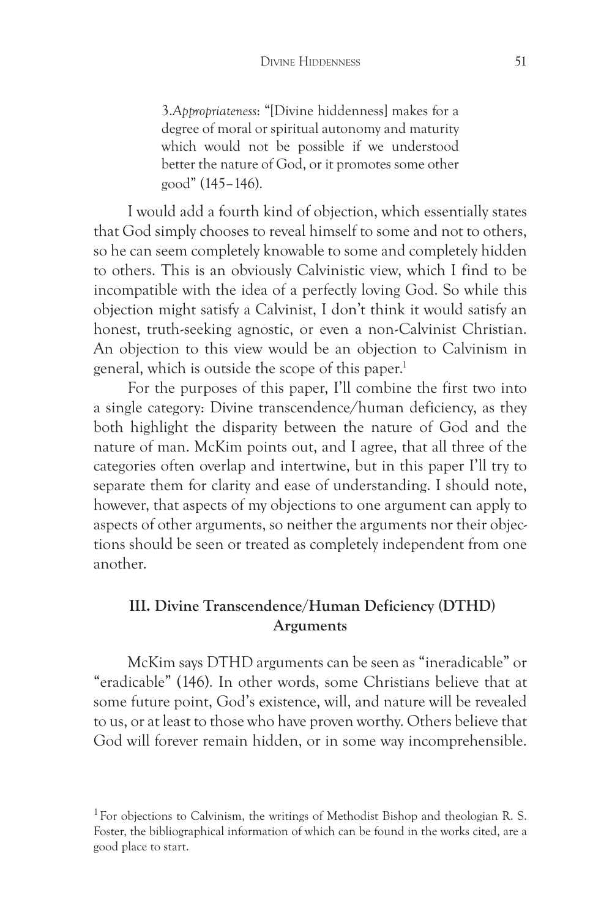> 3.*Appropriateness*: "[Divine hiddenness] makes for a degree of moral or spiritual autonomy and maturity which would not be possible if we understood better the nature of God, or it promotes some other good" (145–146).

I would add a fourth kind of objection, which essentially states that God simply chooses to reveal himself to some and not to others, so he can seem completely knowable to some and completely hidden to others. This is an obviously Calvinistic view, which I find to be incompatible with the idea of a perfectly loving God. So while this objection might satisfy a Calvinist, I don't think it would satisfy an honest, truth-seeking agnostic, or even a non-Calvinist Christian. An objection to this view would be an objection to Calvinism in general, which is outside the scope of this paper.[1]

For the purposes of this paper, I'll combine the first two into a single category: Divine transcendence/human deficiency, as they both highlight the disparity between the nature of God and the nature of man. McKim points out, and I agree, that all three of the categories often overlap and intertwine, but in this paper I'll try to separate them for clarity and ease of understanding. I should note, however, that aspects of my objections to one argument can apply to aspects of other arguments, so neither the arguments nor their objections should be seen or treated as completely independent from one another.

## III. Divine Transcendence/Human Deficiency (DTHD) Arguments

McKim says DTHD arguments can be seen as "ineradicable" or "eradicable" (146). In other words, some Christians believe that at some future point, God's existence, will, and nature will be revealed to us, or at least to those who have proven worthy. Others believe that God will forever remain hidden, or in some way incomprehensible.

[1] For objections to Calvinism, the writings of Methodist Bishop and theologian R. S. Foster, the bibliographical information of which can be found in the works cited, are a good place to start.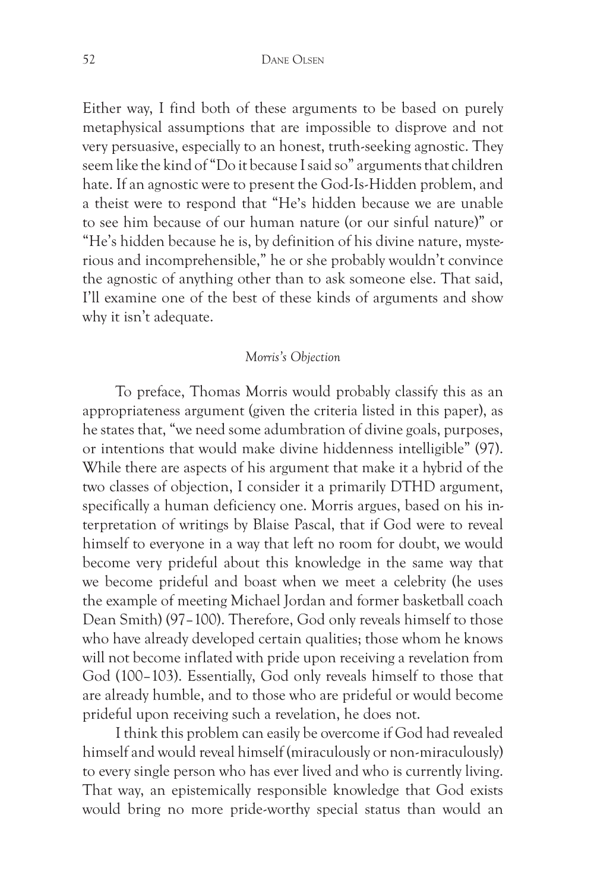Either way, I find both of these arguments to be based on purely metaphysical assumptions that are impossible to disprove and not very persuasive, especially to an honest, truth-seeking agnostic. They seem like the kind of "Do it because I said so" arguments that children hate. If an agnostic were to present the God-Is-Hidden problem, and a theist were to respond that "He's hidden because we are unable to see him because of our human nature (or our sinful nature)" or "He's hidden because he is, by definition of his divine nature, mysterious and incomprehensible," he or she probably wouldn't convince the agnostic of anything other than to ask someone else. That said, I'll examine one of the best of these kinds of arguments and show why it isn't adequate.

*Morris's Objection*

To preface, Thomas Morris would probably classify this as an appropriateness argument (given the criteria listed in this paper), as he states that, "we need some adumbration of divine goals, purposes, or intentions that would make divine hiddenness intelligible" (97). While there are aspects of his argument that make it a hybrid of the two classes of objection, I consider it a primarily DTHD argument, specifically a human deficiency one. Morris argues, based on his interpretation of writings by Blaise Pascal, that if God were to reveal himself to everyone in a way that left no room for doubt, we would become very prideful about this knowledge in the same way that we become prideful and boast when we meet a celebrity (he uses the example of meeting Michael Jordan and former basketball coach Dean Smith) (97–100). Therefore, God only reveals himself to those who have already developed certain qualities; those whom he knows will not become inflated with pride upon receiving a revelation from God (100–103). Essentially, God only reveals himself to those that are already humble, and to those who are prideful or would become prideful upon receiving such a revelation, he does not.

I think this problem can easily be overcome if God had revealed himself and would reveal himself (miraculously or non-miraculously) to every single person who has ever lived and who is currently living. That way, an epistemically responsible knowledge that God exists would bring no more pride-worthy special status than would an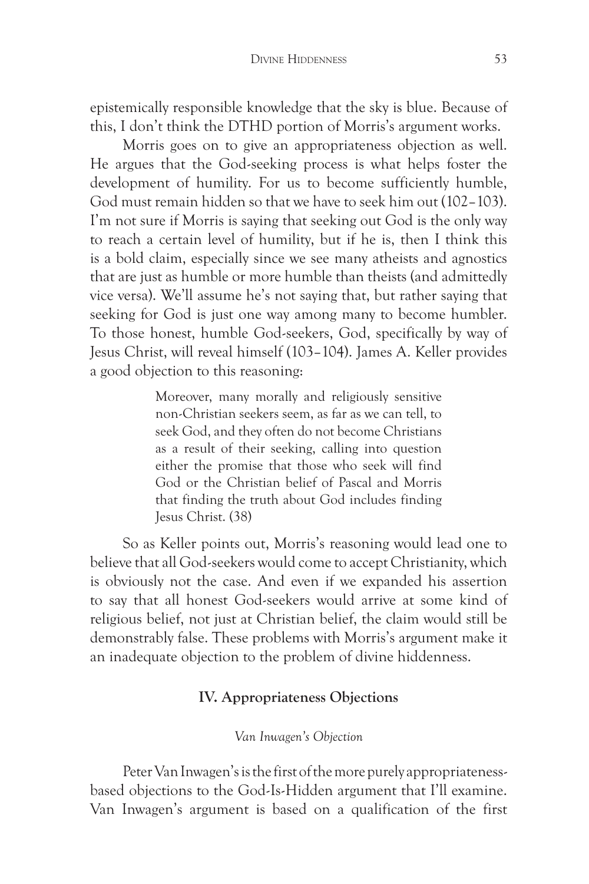epistemically responsible knowledge that the sky is blue. Because of this, I don't think the DTHD portion of Morris's argument works.

Morris goes on to give an appropriateness objection as well. He argues that the God-seeking process is what helps foster the development of humility. For us to become sufficiently humble, God must remain hidden so that we have to seek him out (102–103). I'm not sure if Morris is saying that seeking out God is the only way to reach a certain level of humility, but if he is, then I think this is a bold claim, especially since we see many atheists and agnostics that are just as humble or more humble than theists (and admittedly vice versa). We'll assume he's not saying that, but rather saying that seeking for God is just one way among many to become humbler. To those honest, humble God-seekers, God, specifically by way of Jesus Christ, will reveal himself (103–104). James A. Keller provides a good objection to this reasoning:

> Moreover, many morally and religiously sensitive non-Christian seekers seem, as far as we can tell, to seek God, and they often do not become Christians as a result of their seeking, calling into question either the promise that those who seek will find God or the Christian belief of Pascal and Morris that finding the truth about God includes finding Jesus Christ. (38)

So as Keller points out, Morris's reasoning would lead one to believe that all God-seekers would come to accept Christianity, which is obviously not the case. And even if we expanded his assertion to say that all honest God-seekers would arrive at some kind of religious belief, not just at Christian belief, the claim would still be demonstrably false. These problems with Morris's argument make it an inadequate objection to the problem of divine hiddenness.

## IV. Appropriateness Objections

### *Van Inwagen's Objection*

Peter Van Inwagen's is the first of the more purely appropriateness-based objections to the God-Is-Hidden argument that I'll examine. Van Inwagen's argument is based on a qualification of the first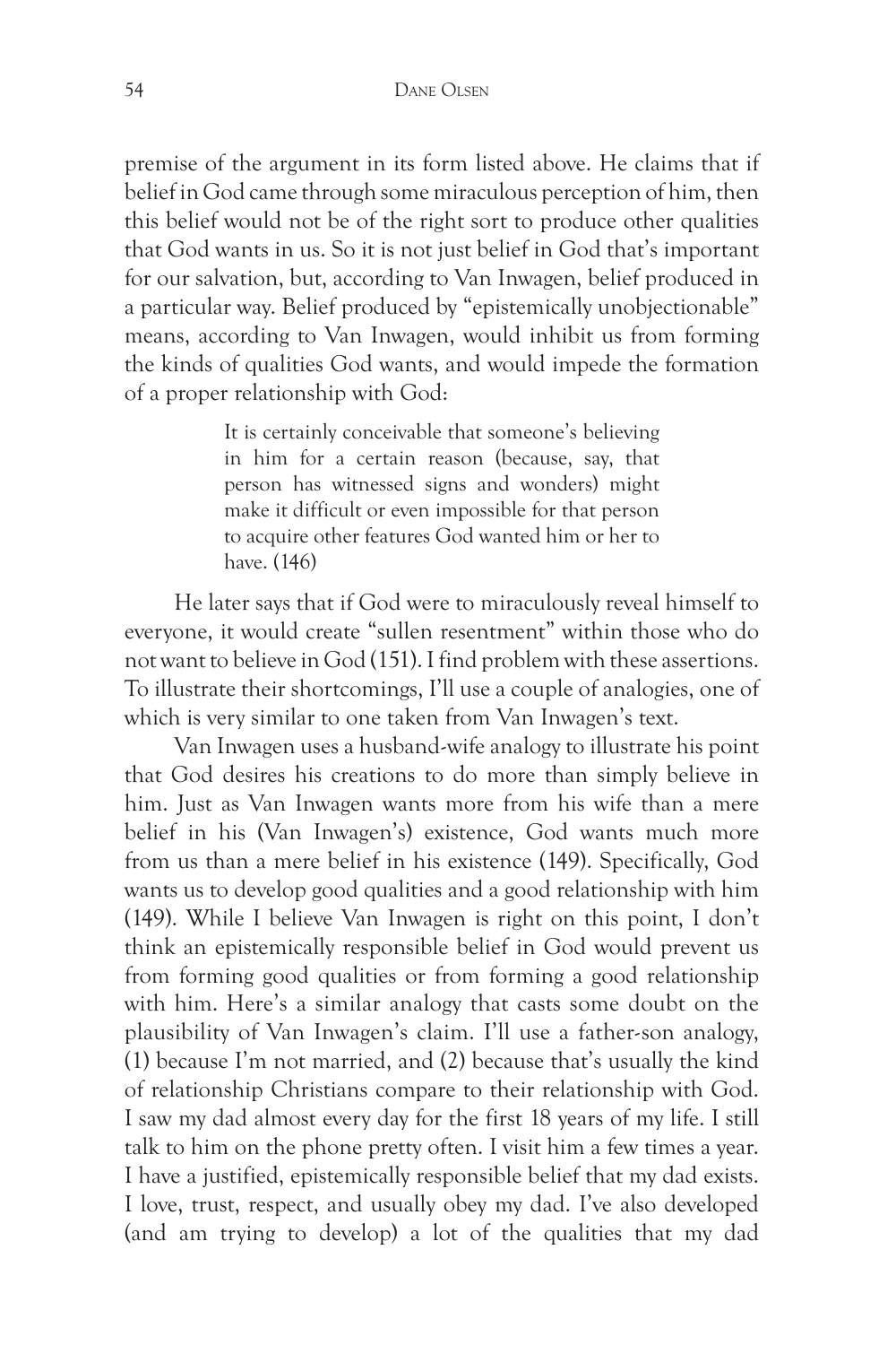premise of the argument in its form listed above. He claims that if belief in God came through some miraculous perception of him, then this belief would not be of the right sort to produce other qualities that God wants in us. So it is not just belief in God that's important for our salvation, but, according to Van Inwagen, belief produced in a particular way. Belief produced by "epistemically unobjectionable" means, according to Van Inwagen, would inhibit us from forming the kinds of qualities God wants, and would impede the formation of a proper relationship with God:

> It is certainly conceivable that someone's believing in him for a certain reason (because, say, that person has witnessed signs and wonders) might make it difficult or even impossible for that person to acquire other features God wanted him or her to have. (146)

He later says that if God were to miraculously reveal himself to everyone, it would create "sullen resentment" within those who do not want to believe in God (151). I find problem with these assertions. To illustrate their shortcomings, I'll use a couple of analogies, one of which is very similar to one taken from Van Inwagen's text.

Van Inwagen uses a husband-wife analogy to illustrate his point that God desires his creations to do more than simply believe in him. Just as Van Inwagen wants more from his wife than a mere belief in his (Van Inwagen's) existence, God wants much more from us than a mere belief in his existence (149). Specifically, God wants us to develop good qualities and a good relationship with him (149). While I believe Van Inwagen is right on this point, I don't think an epistemically responsible belief in God would prevent us from forming good qualities or from forming a good relationship with him. Here's a similar analogy that casts some doubt on the plausibility of Van Inwagen's claim. I'll use a father-son analogy, (1) because I'm not married, and (2) because that's usually the kind of relationship Christians compare to their relationship with God. I saw my dad almost every day for the first 18 years of my life. I still talk to him on the phone pretty often. I visit him a few times a year. I have a justified, epistemically responsible belief that my dad exists. I love, trust, respect, and usually obey my dad. I've also developed (and am trying to develop) a lot of the qualities that my dad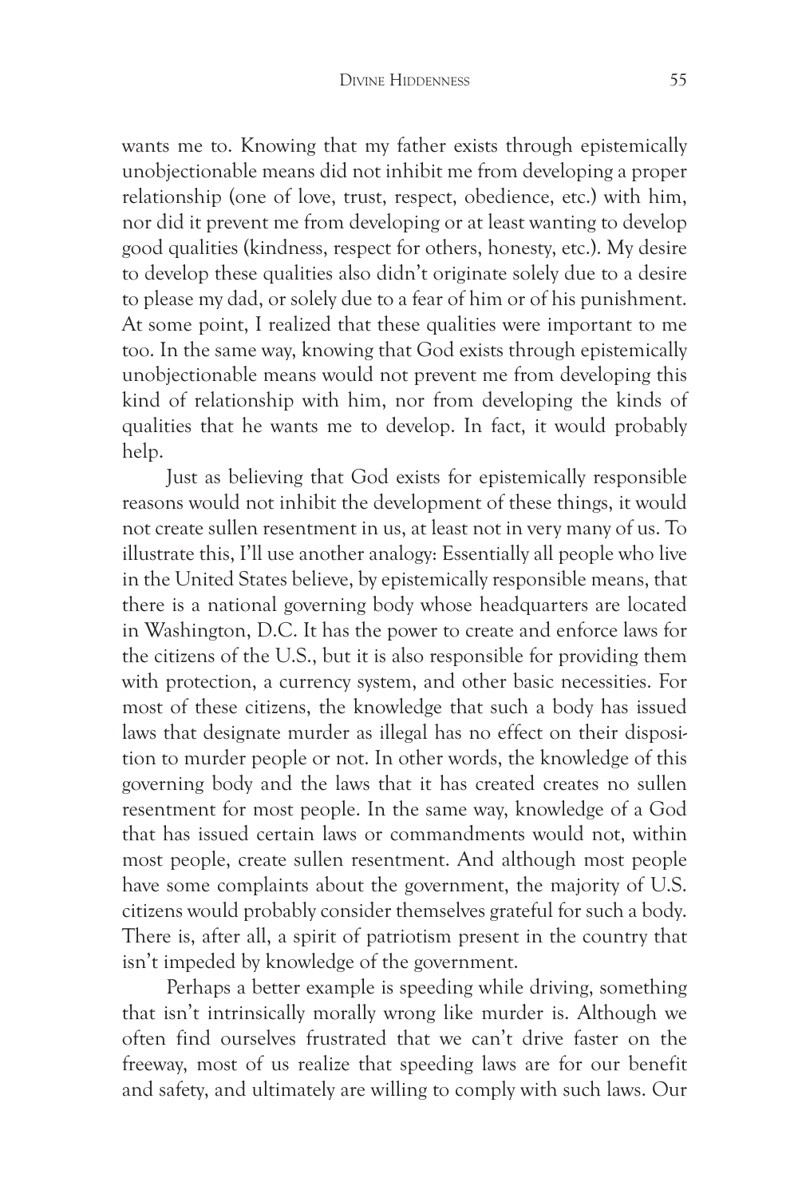wants me to. Knowing that my father exists through epistemically unobjectionable means did not inhibit me from developing a proper relationship (one of love, trust, respect, obedience, etc.) with him, nor did it prevent me from developing or at least wanting to develop good qualities (kindness, respect for others, honesty, etc.). My desire to develop these qualities also didn't originate solely due to a desire to please my dad, or solely due to a fear of him or of his punishment. At some point, I realized that these qualities were important to me too. In the same way, knowing that God exists through epistemically unobjectionable means would not prevent me from developing this kind of relationship with him, nor from developing the kinds of qualities that he wants me to develop. In fact, it would probably help.

Just as believing that God exists for epistemically responsible reasons would not inhibit the development of these things, it would not create sullen resentment in us, at least not in very many of us. To illustrate this, I'll use another analogy: Essentially all people who live in the United States believe, by epistemically responsible means, that there is a national governing body whose headquarters are located in Washington, D.C. It has the power to create and enforce laws for the citizens of the U.S., but it is also responsible for providing them with protection, a currency system, and other basic necessities. For most of these citizens, the knowledge that such a body has issued laws that designate murder as illegal has no effect on their disposition to murder people or not. In other words, the knowledge of this governing body and the laws that it has created creates no sullen resentment for most people. In the same way, knowledge of a God that has issued certain laws or commandments would not, within most people, create sullen resentment. And although most people have some complaints about the government, the majority of U.S. citizens would probably consider themselves grateful for such a body. There is, after all, a spirit of patriotism present in the country that isn't impeded by knowledge of the government.

Perhaps a better example is speeding while driving, something that isn't intrinsically morally wrong like murder is. Although we often find ourselves frustrated that we can't drive faster on the freeway, most of us realize that speeding laws are for our benefit and safety, and ultimately are willing to comply with such laws. Our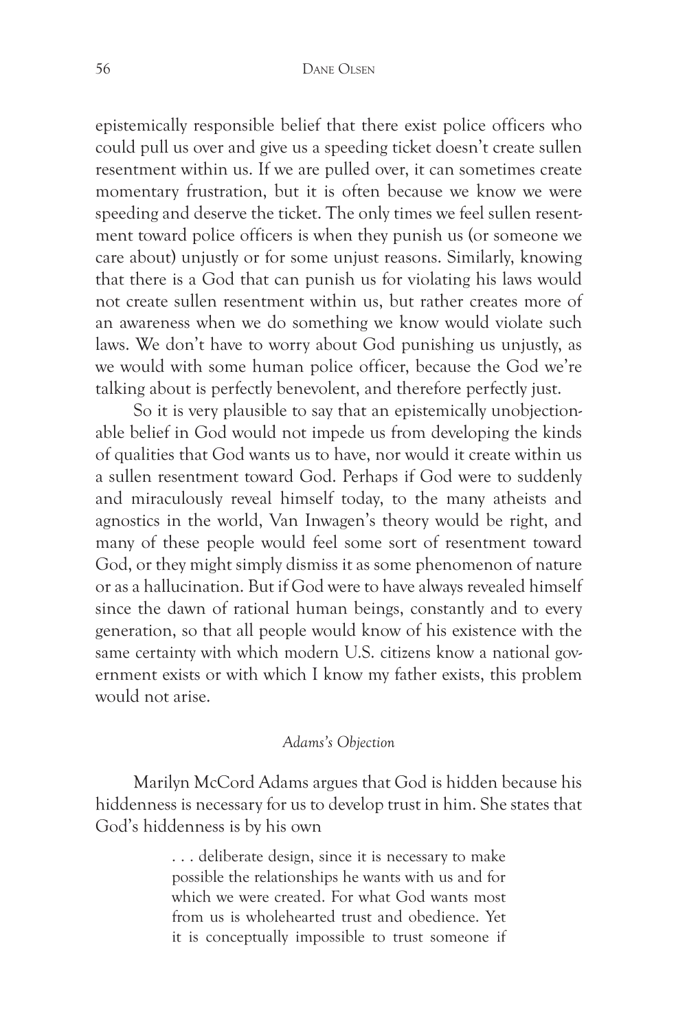epistemically responsible belief that there exist police officers who could pull us over and give us a speeding ticket doesn't create sullen resentment within us. If we are pulled over, it can sometimes create momentary frustration, but it is often because we know we were speeding and deserve the ticket. The only times we feel sullen resentment toward police officers is when they punish us (or someone we care about) unjustly or for some unjust reasons. Similarly, knowing that there is a God that can punish us for violating his laws would not create sullen resentment within us, but rather creates more of an awareness when we do something we know would violate such laws. We don't have to worry about God punishing us unjustly, as we would with some human police officer, because the God we're talking about is perfectly benevolent, and therefore perfectly just.

So it is very plausible to say that an epistemically unobjectionable belief in God would not impede us from developing the kinds of qualities that God wants us to have, nor would it create within us a sullen resentment toward God. Perhaps if God were to suddenly and miraculously reveal himself today, to the many atheists and agnostics in the world, Van Inwagen's theory would be right, and many of these people would feel some sort of resentment toward God, or they might simply dismiss it as some phenomenon of nature or as a hallucination. But if God were to have always revealed himself since the dawn of rational human beings, constantly and to every generation, so that all people would know of his existence with the same certainty with which modern U.S. citizens know a national government exists or with which I know my father exists, this problem would not arise.

### *Adams's Objection*

Marilyn McCord Adams argues that God is hidden because his hiddenness is necessary for us to develop trust in him. She states that God's hiddenness is by his own

> . . . deliberate design, since it is necessary to make possible the relationships he wants with us and for which we were created. For what God wants most from us is wholehearted trust and obedience. Yet it is conceptually impossible to trust someone if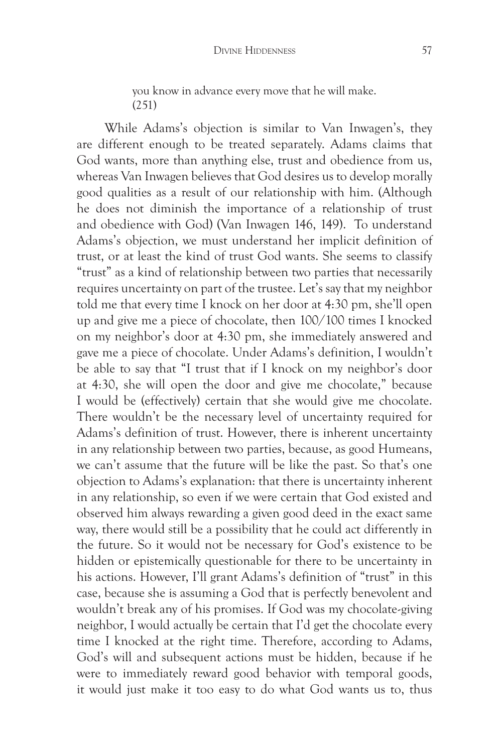> you know in advance every move that he will make. (251)

While Adams's objection is similar to Van Inwagen's, they are different enough to be treated separately. Adams claims that God wants, more than anything else, trust and obedience from us, whereas Van Inwagen believes that God desires us to develop morally good qualities as a result of our relationship with him. (Although he does not diminish the importance of a relationship of trust and obedience with God) (Van Inwagen 146, 149). To understand Adams's objection, we must understand her implicit definition of trust, or at least the kind of trust God wants. She seems to classify "trust" as a kind of relationship between two parties that necessarily requires uncertainty on part of the trustee. Let's say that my neighbor told me that every time I knock on her door at 4:30 pm, she'll open up and give me a piece of chocolate, then 100/100 times I knocked on my neighbor's door at 4:30 pm, she immediately answered and gave me a piece of chocolate. Under Adams's definition, I wouldn't be able to say that "I trust that if I knock on my neighbor's door at 4:30, she will open the door and give me chocolate," because I would be (effectively) certain that she would give me chocolate. There wouldn't be the necessary level of uncertainty required for Adams's definition of trust. However, there is inherent uncertainty in any relationship between two parties, because, as good Humeans, we can't assume that the future will be like the past. So that's one objection to Adams's explanation: that there is uncertainty inherent in any relationship, so even if we were certain that God existed and observed him always rewarding a given good deed in the exact same way, there would still be a possibility that he could act differently in the future. So it would not be necessary for God's existence to be hidden or epistemically questionable for there to be uncertainty in his actions. However, I'll grant Adams's definition of "trust" in this case, because she is assuming a God that is perfectly benevolent and wouldn't break any of his promises. If God was my chocolate-giving neighbor, I would actually be certain that I'd get the chocolate every time I knocked at the right time. Therefore, according to Adams, God's will and subsequent actions must be hidden, because if he were to immediately reward good behavior with temporal goods, it would just make it too easy to do what God wants us to, thus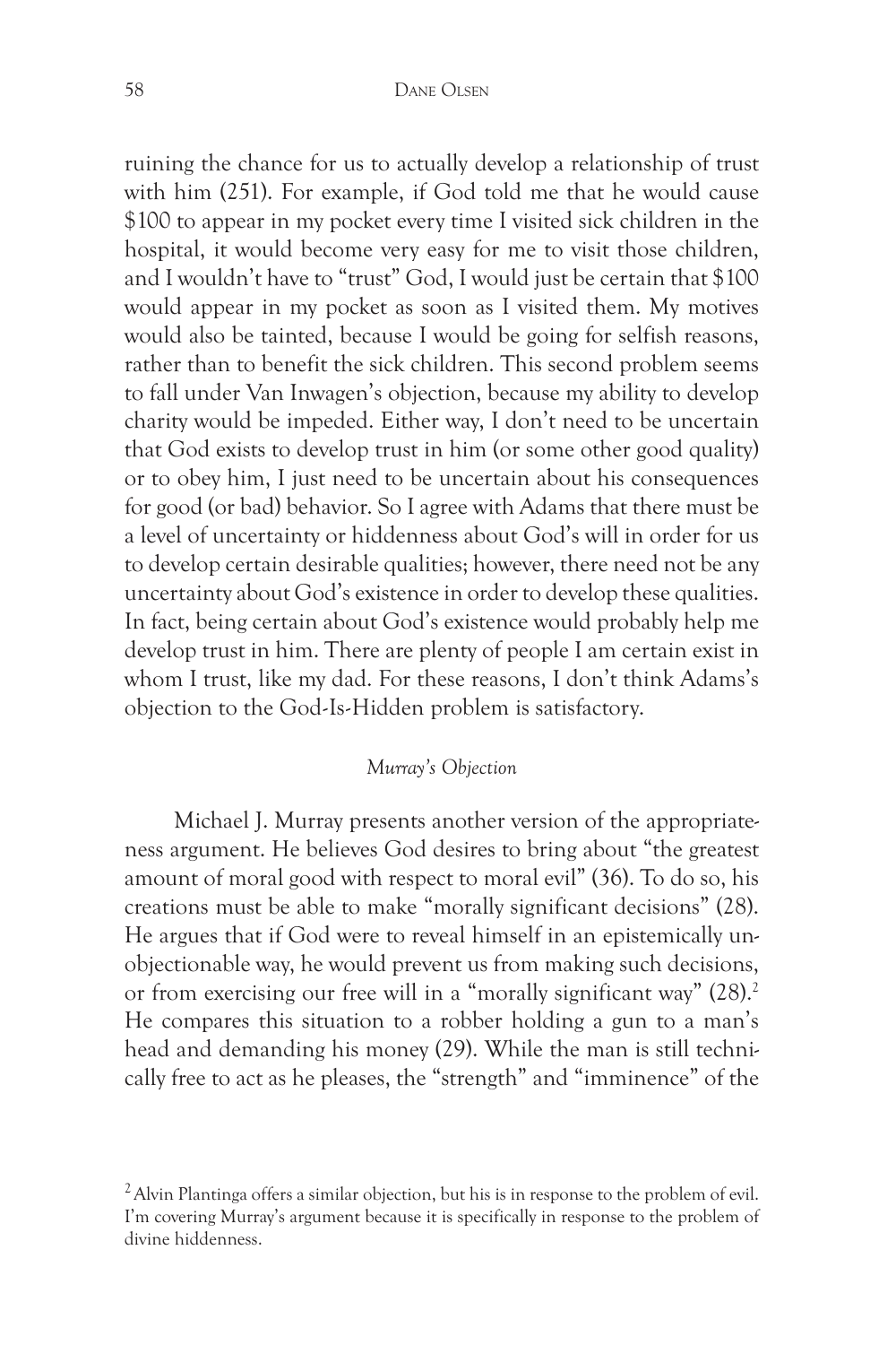ruining the chance for us to actually develop a relationship of trust with him (251). For example, if God told me that he would cause $100 to appear in my pocket every time I visited sick children in the hospital, it would become very easy for me to visit those children, and I wouldn't have to "trust" God, I would just be certain that $100 would appear in my pocket as soon as I visited them. My motives would also be tainted, because I would be going for selfish reasons, rather than to benefit the sick children. This second problem seems to fall under Van Inwagen's objection, because my ability to develop charity would be impeded. Either way, I don't need to be uncertain that God exists to develop trust in him (or some other good quality) or to obey him, I just need to be uncertain about his consequences for good (or bad) behavior. So I agree with Adams that there must be a level of uncertainty or hiddenness about God's will in order for us to develop certain desirable qualities; however, there need not be any uncertainty about God's existence in order to develop these qualities. In fact, being certain about God's existence would probably help me develop trust in him. There are plenty of people I am certain exist in whom I trust, like my dad. For these reasons, I don't think Adams's objection to the God-Is-Hidden problem is satisfactory.

### *Murray's Objection*

Michael J. Murray presents another version of the appropriateness argument. He believes God desires to bring about "the greatest amount of moral good with respect to moral evil" (36). To do so, his creations must be able to make "morally significant decisions" (28). He argues that if God were to reveal himself in an epistemically unobjectionable way, he would prevent us from making such decisions, or from exercising our free will in a "morally significant way" (28).[2] He compares this situation to a robber holding a gun to a man's head and demanding his money (29). While the man is still technically free to act as he pleases, the "strength" and "imminence" of the

[2] Alvin Plantinga offers a similar objection, but his is in response to the problem of evil. I'm covering Murray's argument because it is specifically in response to the problem of divine hiddenness.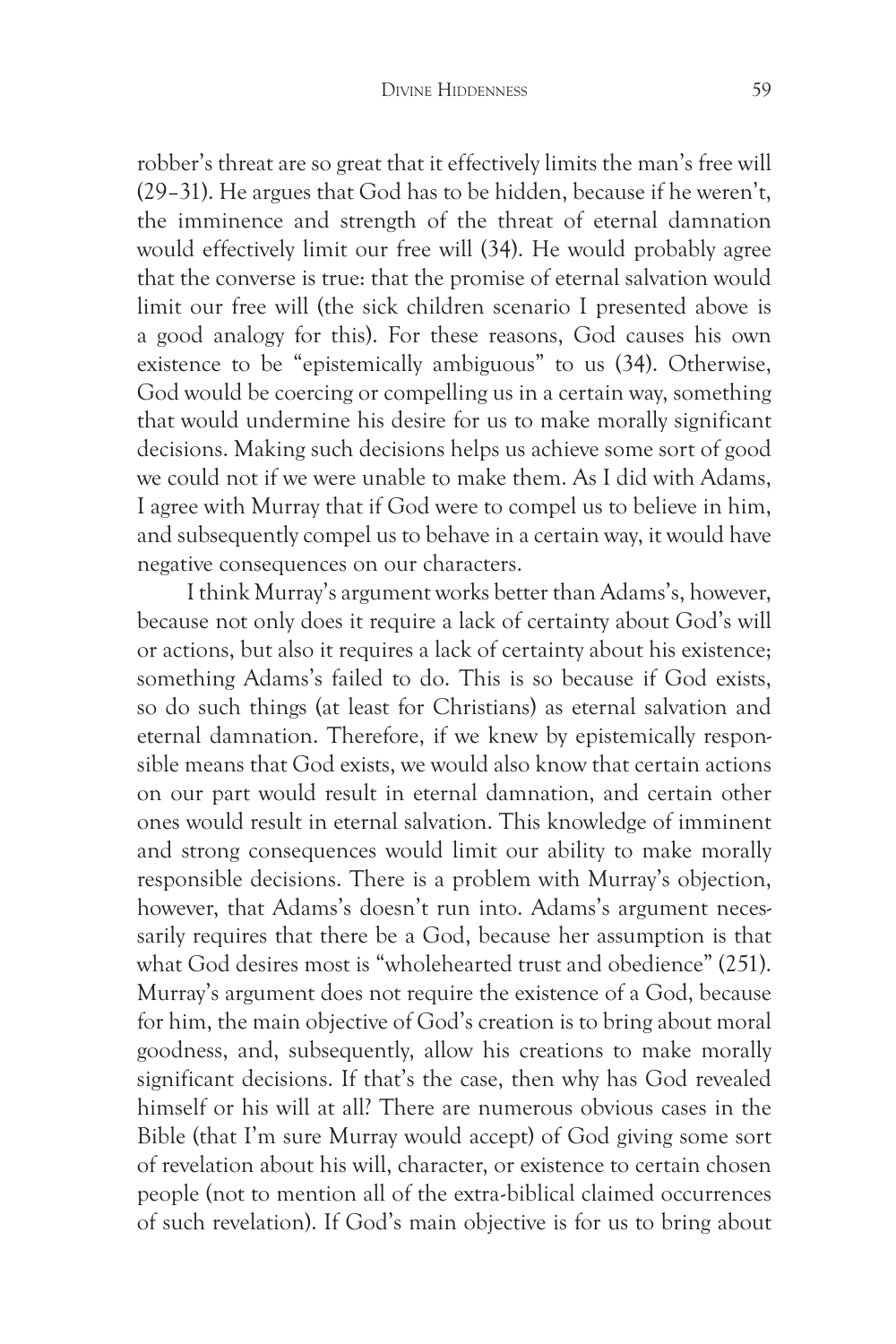robber's threat are so great that it effectively limits the man's free will (29–31). He argues that God has to be hidden, because if he weren't, the imminence and strength of the threat of eternal damnation would effectively limit our free will (34). He would probably agree that the converse is true: that the promise of eternal salvation would limit our free will (the sick children scenario I presented above is a good analogy for this). For these reasons, God causes his own existence to be "epistemically ambiguous" to us (34). Otherwise, God would be coercing or compelling us in a certain way, something that would undermine his desire for us to make morally significant decisions. Making such decisions helps us achieve some sort of good we could not if we were unable to make them. As I did with Adams, I agree with Murray that if God were to compel us to believe in him, and subsequently compel us to behave in a certain way, it would have negative consequences on our characters.

I think Murray's argument works better than Adams's, however, because not only does it require a lack of certainty about God's will or actions, but also it requires a lack of certainty about his existence; something Adams's failed to do. This is so because if God exists, so do such things (at least for Christians) as eternal salvation and eternal damnation. Therefore, if we knew by epistemically responsible means that God exists, we would also know that certain actions on our part would result in eternal damnation, and certain other ones would result in eternal salvation. This knowledge of imminent and strong consequences would limit our ability to make morally responsible decisions. There is a problem with Murray's objection, however, that Adams's doesn't run into. Adams's argument necessarily requires that there be a God, because her assumption is that what God desires most is "wholehearted trust and obedience" (251). Murray's argument does not require the existence of a God, because for him, the main objective of God's creation is to bring about moral goodness, and, subsequently, allow his creations to make morally significant decisions. If that's the case, then why has God revealed himself or his will at all? There are numerous obvious cases in the Bible (that I'm sure Murray would accept) of God giving some sort of revelation about his will, character, or existence to certain chosen people (not to mention all of the extra-biblical claimed occurrences of such revelation). If God's main objective is for us to bring about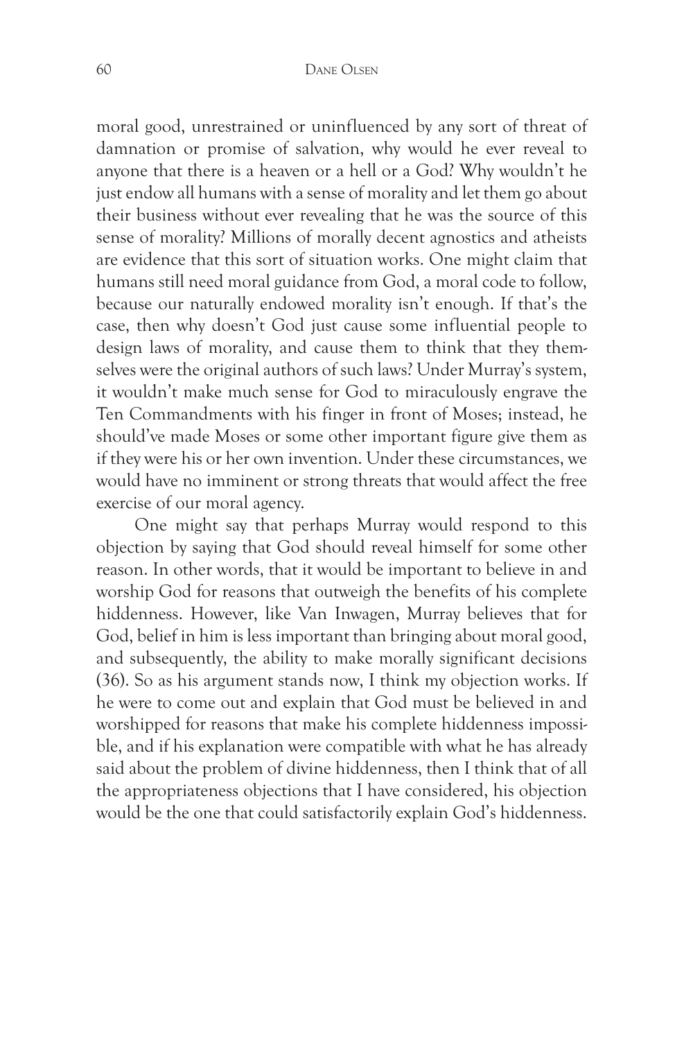moral good, unrestrained or uninfluenced by any sort of threat of damnation or promise of salvation, why would he ever reveal to anyone that there is a heaven or a hell or a God? Why wouldn't he just endow all humans with a sense of morality and let them go about their business without ever revealing that he was the source of this sense of morality? Millions of morally decent agnostics and atheists are evidence that this sort of situation works. One might claim that humans still need moral guidance from God, a moral code to follow, because our naturally endowed morality isn't enough. If that's the case, then why doesn't God just cause some influential people to design laws of morality, and cause them to think that they themselves were the original authors of such laws? Under Murray's system, it wouldn't make much sense for God to miraculously engrave the Ten Commandments with his finger in front of Moses; instead, he should've made Moses or some other important figure give them as if they were his or her own invention. Under these circumstances, we would have no imminent or strong threats that would affect the free exercise of our moral agency.

One might say that perhaps Murray would respond to this objection by saying that God should reveal himself for some other reason. In other words, that it would be important to believe in and worship God for reasons that outweigh the benefits of his complete hiddenness. However, like Van Inwagen, Murray believes that for God, belief in him is less important than bringing about moral good, and subsequently, the ability to make morally significant decisions (36). So as his argument stands now, I think my objection works. If he were to come out and explain that God must be believed in and worshipped for reasons that make his complete hiddenness impossible, and if his explanation were compatible with what he has already said about the problem of divine hiddenness, then I think that of all the appropriateness objections that I have considered, his objection would be the one that could satisfactorily explain God's hiddenness.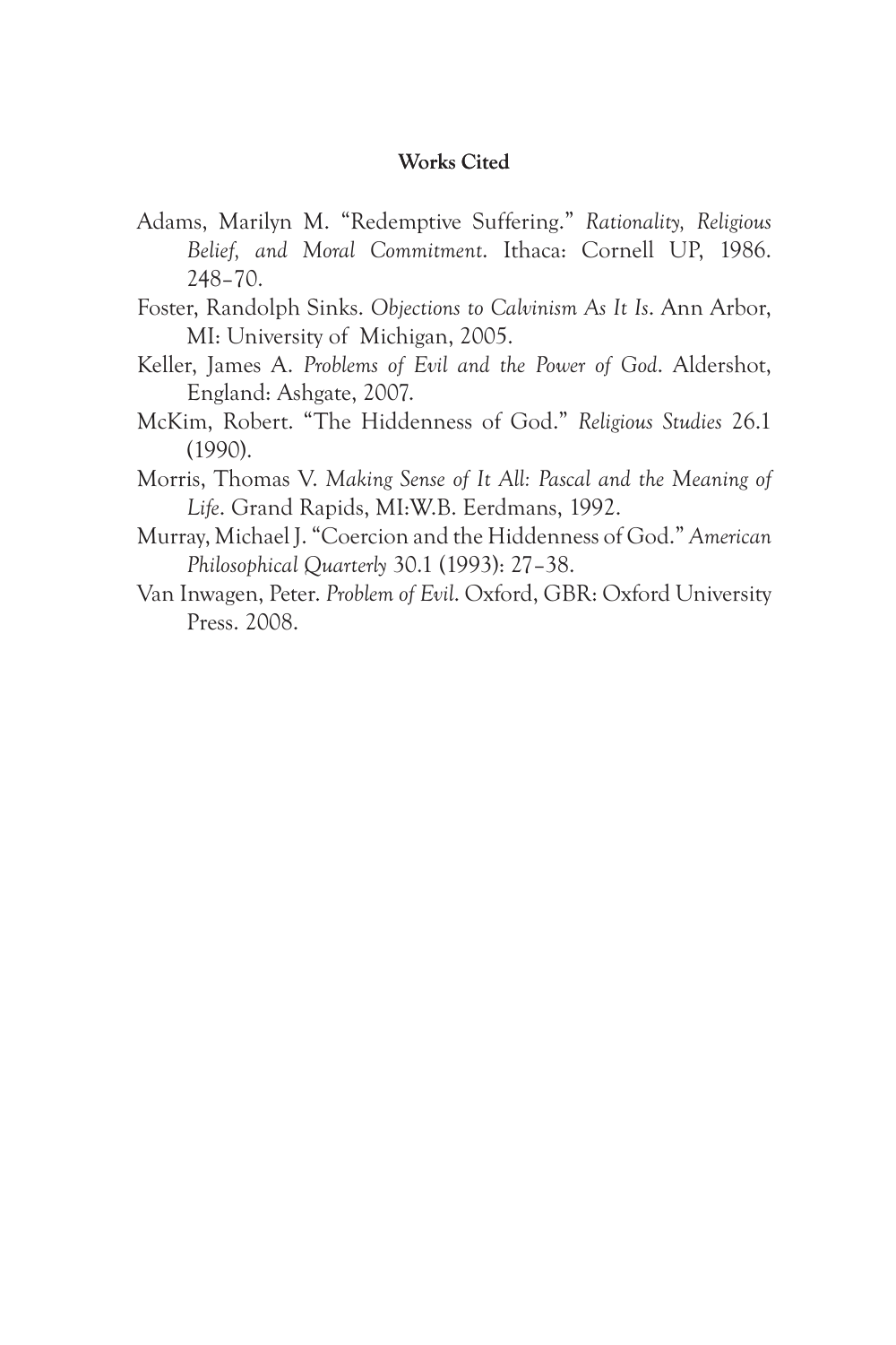**Works Cited**

Adams, Marilyn M. "Redemptive Suffering." *Rationality, Religious Belief, and Moral Commitment*. Ithaca: Cornell UP, 1986. 248–70.

Foster, Randolph Sinks. *Objections to Calvinism As It Is*. Ann Arbor, MI: University of Michigan, 2005.

Keller, James A. *Problems of Evil and the Power of God*. Aldershot, England: Ashgate, 2007.

McKim, Robert. "The Hiddenness of God." *Religious Studies* 26.1 (1990).

Morris, Thomas V. *Making Sense of It All: Pascal and the Meaning of Life*. Grand Rapids, MI:W.B. Eerdmans, 1992.

Murray, Michael J. "Coercion and the Hiddenness of God." *American Philosophical Quarterly* 30.1 (1993): 27–38.

Van Inwagen, Peter. *Problem of Evil*. Oxford, GBR: Oxford University Press. 2008.